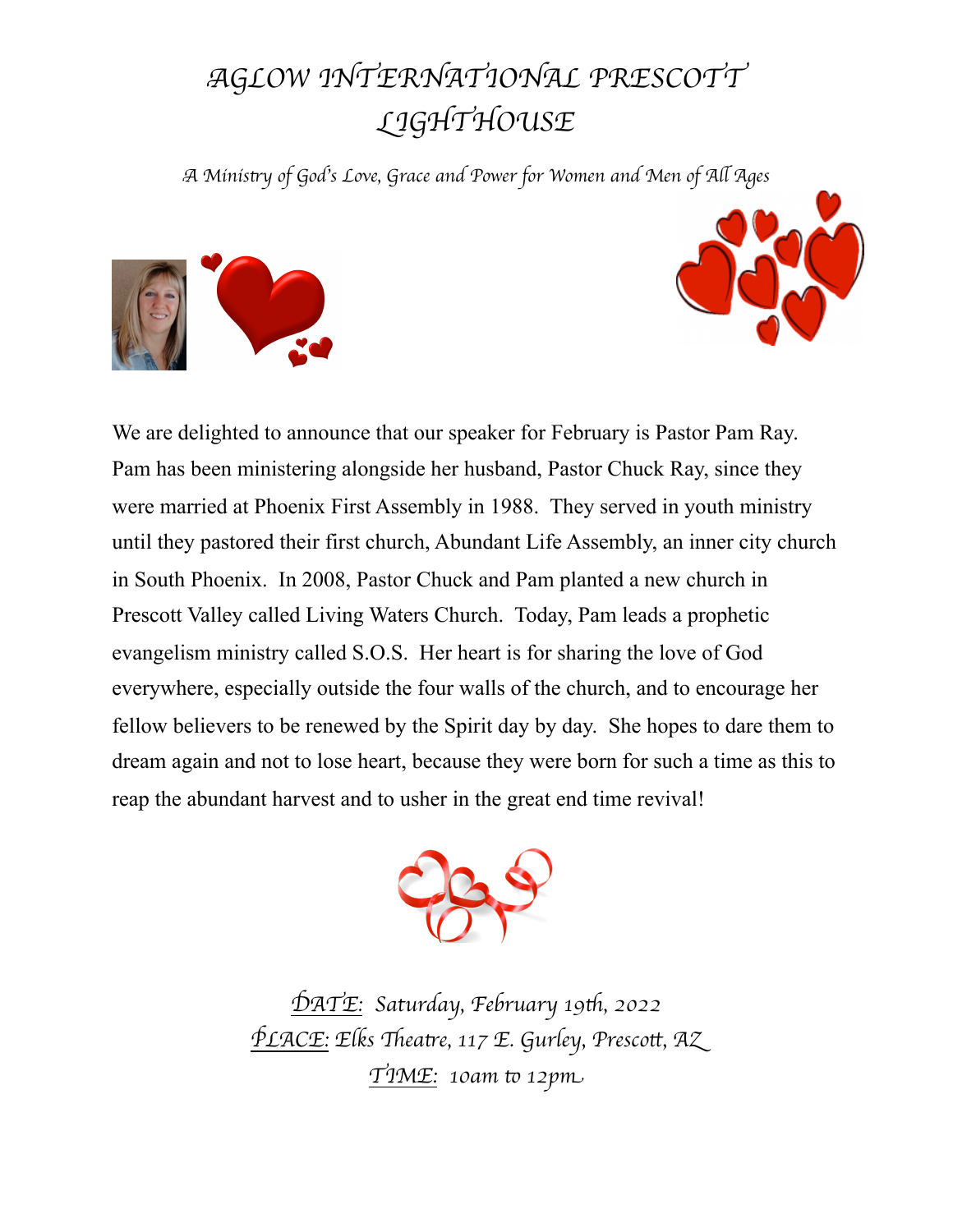# *AGLOW INTERNATIONAL PRESCOTT LIGHTHOUSE*

*A Ministry of God's Love, Grace and Power for Women and Men of All Ages*

We are delighted to announce that our speaker for February is Pastor Pam Ray. Pam has been ministering alongside her husband, Pastor Chuck Ray, since they were married at Phoenix First Assembly in 1988. They served in youth ministry until they pastored their first church, Abundant Life Assembly, an inner city church in South Phoenix. In 2008, Pastor Chuck and Pam planted a new church in Prescott Valley called Living Waters Church. Today, Pam leads a prophetic evangelism ministry called S.O.S. Her heart is for sharing the love of God everywhere, especially outside the four walls of the church, and to encourage her fellow believers to be renewed by the Spirit day by day. She hopes to dare them to dream again and not to lose heart, because they were born for such a time as this to reap the abundant harvest and to usher in the great end time revival!

*DATE: Saturday, February 19th, 2022*
*PLACE: Elks Theatre, 117 E. Gurley, Prescott, AZ*
*TIME: 10am to 12pm*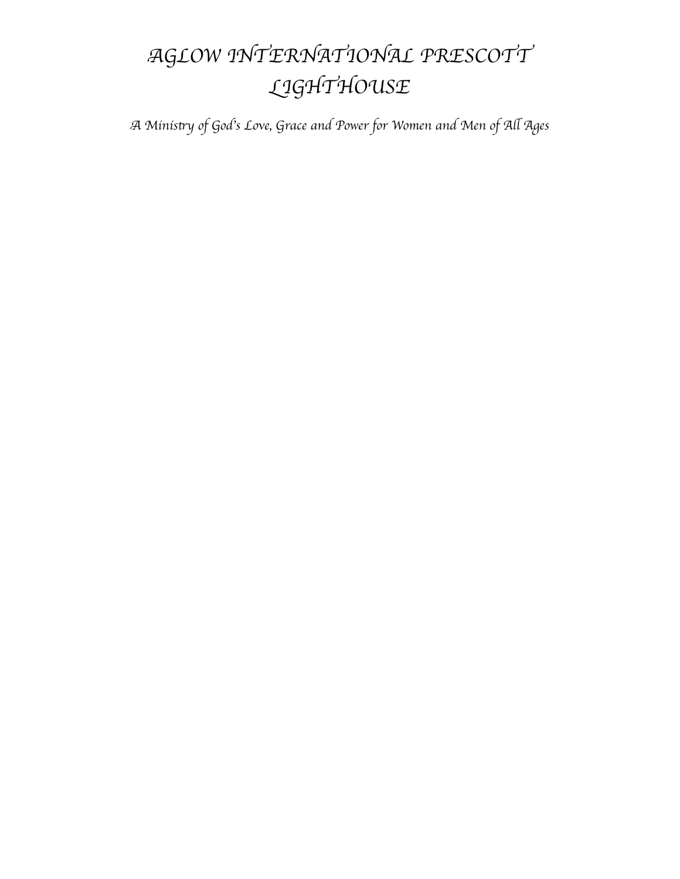# AGLOW INTERNATIONAL PRESCOTT LIGHTHOUSE

*A Ministry of God's Love, Grace and Power for Women and Men of All Ages*